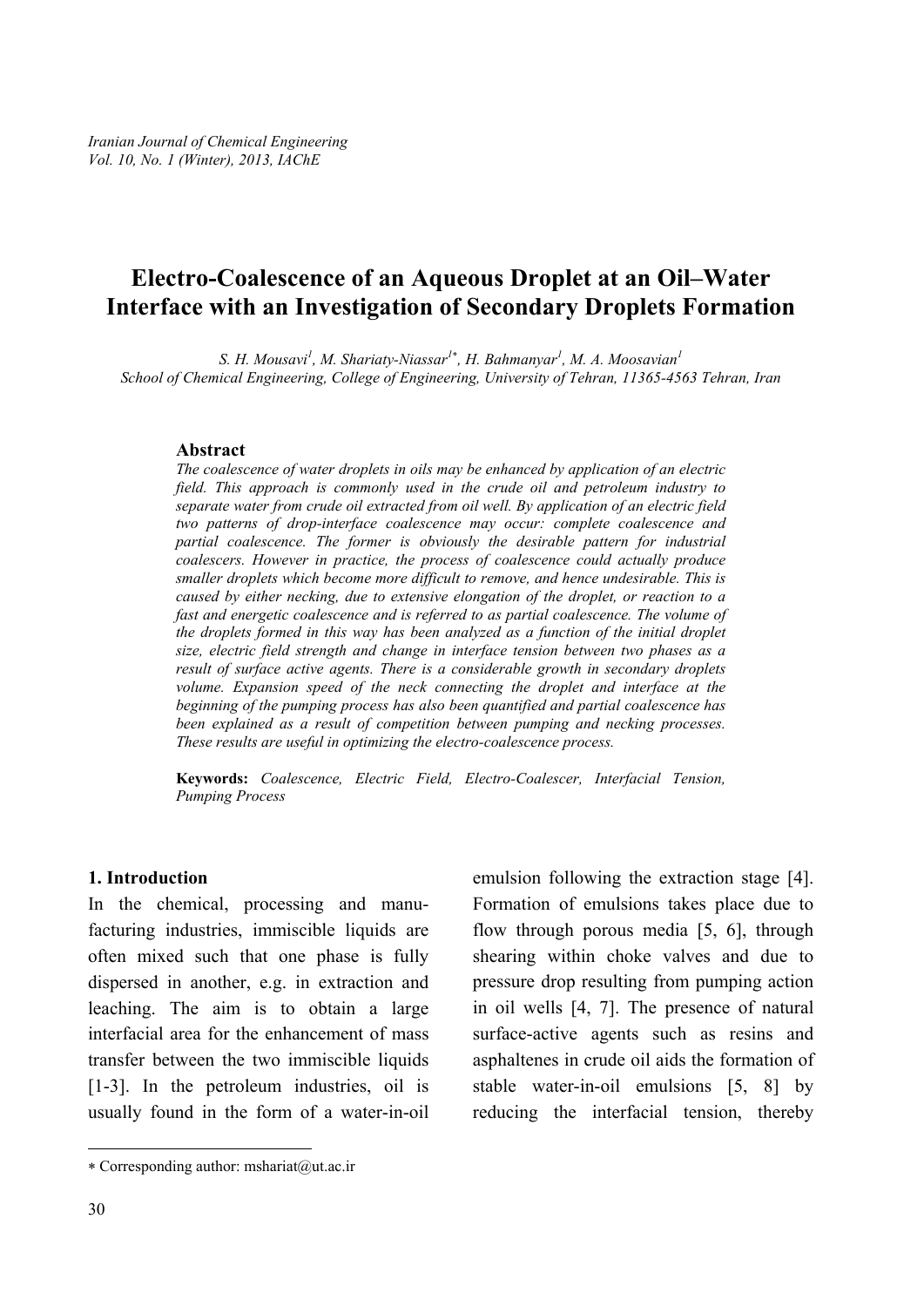# Electro-Coalescence of an Aqueous Droplet at an Oil–Water Interface with an Investigation of Secondary Droplets Formation

*S. H. Mousavi[1], M. Shariaty-Niassar[1*], H. Bahmanyar[1], M. A. Moosavian[1]*
*School of Chemical Engineering, College of Engineering, University of Tehran, 11365-4563 Tehran, Iran*

## Abstract

*The coalescence of water droplets in oils may be enhanced by application of an electric field. This approach is commonly used in the crude oil and petroleum industry to separate water from crude oil extracted from oil well. By application of an electric field two patterns of drop-interface coalescence may occur: complete coalescence and partial coalescence. The former is obviously the desirable pattern for industrial coalescers. However in practice, the process of coalescence could actually produce smaller droplets which become more difficult to remove, and hence undesirable. This is caused by either necking, due to extensive elongation of the droplet, or reaction to a fast and energetic coalescence and is referred to as partial coalescence. The volume of the droplets formed in this way has been analyzed as a function of the initial droplet size, electric field strength and change in interface tension between two phases as a result of surface active agents. There is a considerable growth in secondary droplets volume. Expansion speed of the neck connecting the droplet and interface at the beginning of the pumping process has also been quantified and partial coalescence has been explained as a result of competition between pumping and necking processes. These results are useful in optimizing the electro-coalescence process.*

**Keywords:** *Coalescence, Electric Field, Electro-Coalescer, Interfacial Tension, Pumping Process*

## 1. Introduction

In the chemical, processing and manufacturing industries, immiscible liquids are often mixed such that one phase is fully dispersed in another, e.g. in extraction and leaching. The aim is to obtain a large interfacial area for the enhancement of mass transfer between the two immiscible liquids [1-3]. In the petroleum industries, oil is usually found in the form of a water-in-oil emulsion following the extraction stage [4]. Formation of emulsions takes place due to flow through porous media [5, 6], through shearing within choke valves and due to pressure drop resulting from pumping action in oil wells [4, 7]. The presence of natural surface-active agents such as resins and asphaltenes in crude oil aids the formation of stable water-in-oil emulsions [5, 8] by reducing the interfacial tension, thereby

[*] Corresponding author: mshariat@ut.ac.ir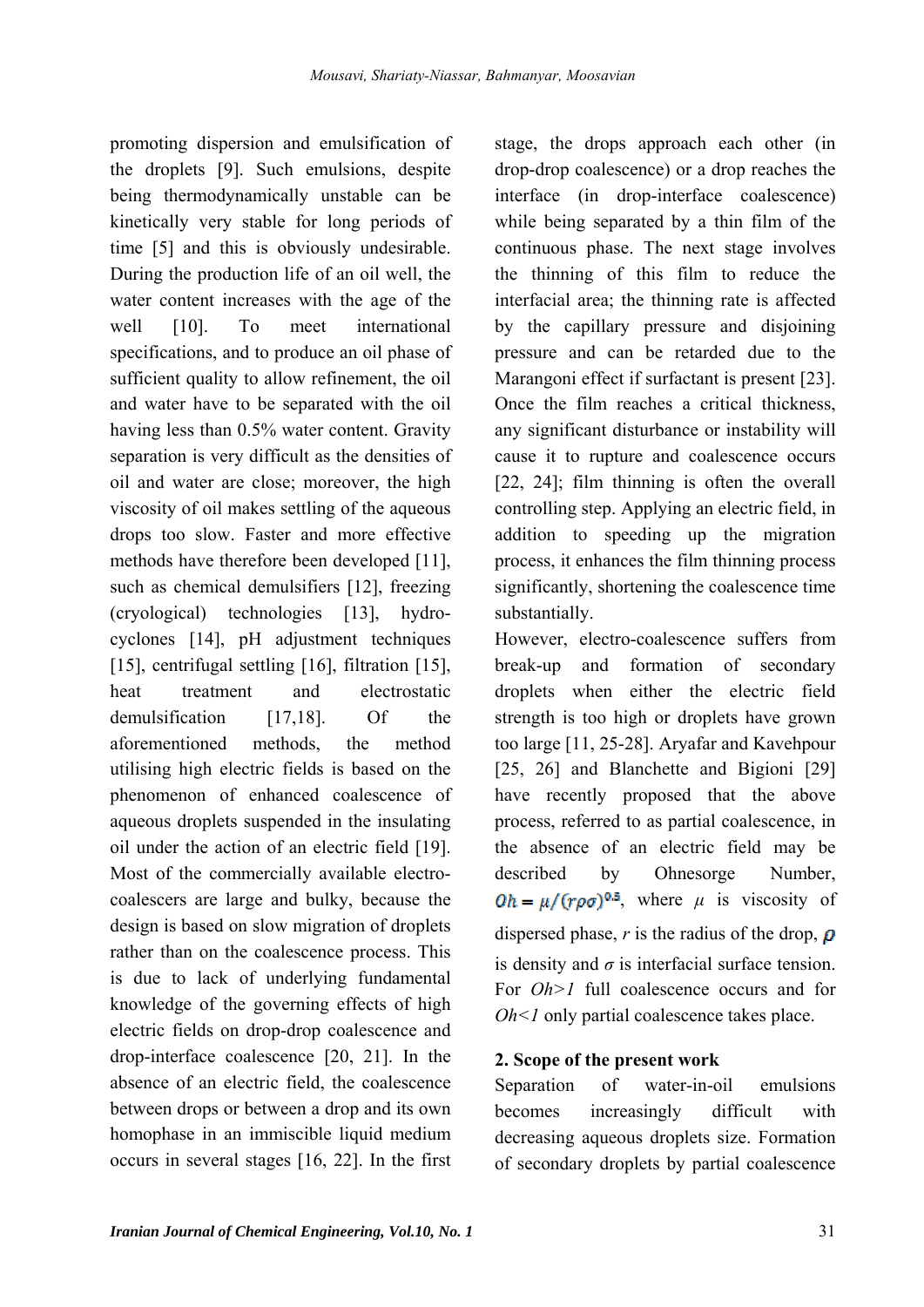promoting dispersion and emulsification of the droplets [9]. Such emulsions, despite being thermodynamically unstable can be kinetically very stable for long periods of time [5] and this is obviously undesirable. During the production life of an oil well, the water content increases with the age of the well [10]. To meet international specifications, and to produce an oil phase of sufficient quality to allow refinement, the oil and water have to be separated with the oil having less than 0.5% water content. Gravity separation is very difficult as the densities of oil and water are close; moreover, the high viscosity of oil makes settling of the aqueous drops too slow. Faster and more effective methods have therefore been developed [11], such as chemical demulsifiers [12], freezing (cryological) technologies [13], hydro-cyclones [14], pH adjustment techniques [15], centrifugal settling [16], filtration [15], heat treatment and electrostatic demulsification [17,18]. Of the aforementioned methods, the method utilising high electric fields is based on the phenomenon of enhanced coalescence of aqueous droplets suspended in the insulating oil under the action of an electric field [19]. Most of the commercially available electro-coalescers are large and bulky, because the design is based on slow migration of droplets rather than on the coalescence process. This is due to lack of underlying fundamental knowledge of the governing effects of high electric fields on drop-drop coalescence and drop-interface coalescence [20, 21]. In the absence of an electric field, the coalescence between drops or between a drop and its own homophase in an immiscible liquid medium occurs in several stages [16, 22]. In the first stage, the drops approach each other (in drop-drop coalescence) or a drop reaches the interface (in drop-interface coalescence) while being separated by a thin film of the continuous phase. The next stage involves the thinning of this film to reduce the interfacial area; the thinning rate is affected by the capillary pressure and disjoining pressure and can be retarded due to the Marangoni effect if surfactant is present [23]. Once the film reaches a critical thickness, any significant disturbance or instability will cause it to rupture and coalescence occurs [22, 24]; film thinning is often the overall controlling step. Applying an electric field, in addition to speeding up the migration process, it enhances the film thinning process significantly, shortening the coalescence time substantially.

However, electro-coalescence suffers from break-up and formation of secondary droplets when either the electric field strength is too high or droplets have grown too large [11, 25-28]. Aryafar and Kavehpour [25, 26] and Blanchette and Bigioni [29] have recently proposed that the above process, referred to as partial coalescence, in the absence of an electric field may be described by Ohnesorge Number, $Oh = \mu/(r\rho\sigma)^{0.5}$, where $\mu$ is viscosity of dispersed phase, $r$ is the radius of the drop, $\rho$ is density and $\sigma$ is interfacial surface tension. For $Oh>1$ full coalescence occurs and for $Oh<1$ only partial coalescence takes place.

## 2. Scope of the present work

Separation of water-in-oil emulsions becomes increasingly difficult with decreasing aqueous droplets size. Formation of secondary droplets by partial coalescence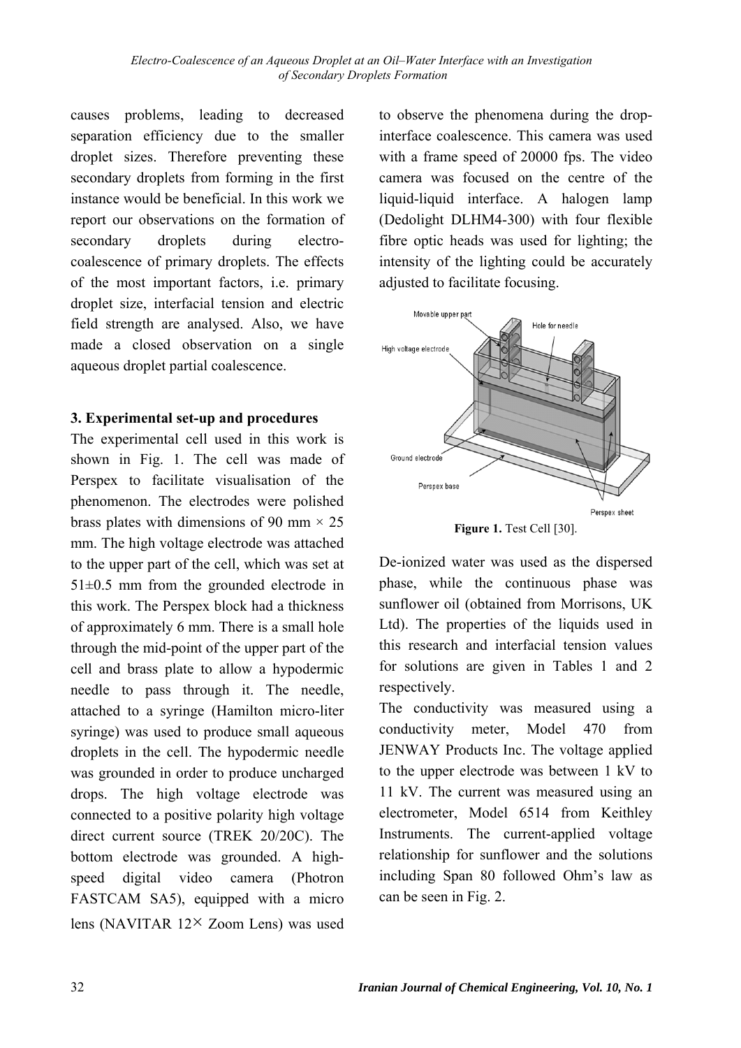causes problems, leading to decreased separation efficiency due to the smaller droplet sizes. Therefore preventing these secondary droplets from forming in the first instance would be beneficial. In this work we report our observations on the formation of secondary droplets during electro-coalescence of primary droplets. The effects of the most important factors, i.e. primary droplet size, interfacial tension and electric field strength are analysed. Also, we have made a closed observation on a single aqueous droplet partial coalescence.

### 3. Experimental set-up and procedures

The experimental cell used in this work is shown in Fig. 1. The cell was made of Perspex to facilitate visualisation of the phenomenon. The electrodes were polished brass plates with dimensions of 90 mm × 25 mm. The high voltage electrode was attached to the upper part of the cell, which was set at 51±0.5 mm from the grounded electrode in this work. The Perspex block had a thickness of approximately 6 mm. There is a small hole through the mid-point of the upper part of the cell and brass plate to allow a hypodermic needle to pass through it. The needle, attached to a syringe (Hamilton micro-liter syringe) was used to produce small aqueous droplets in the cell. The hypodermic needle was grounded in order to produce uncharged drops. The high voltage electrode was connected to a positive polarity high voltage direct current source (TREK 20/20C). The bottom electrode was grounded. A high-speed digital video camera (Photron FASTCAM SA5), equipped with a micro lens (NAVITAR 12× Zoom Lens) was used to observe the phenomena during the drop-interface coalescence. This camera was used with a frame speed of 20000 fps. The video camera was focused on the centre of the liquid-liquid interface. A halogen lamp (Dedolight DLHM4-300) with four flexible fibre optic heads was used for lighting; the intensity of the lighting could be accurately adjusted to facilitate focusing.

**Figure 1.** Test Cell [30].

De-ionized water was used as the dispersed phase, while the continuous phase was sunflower oil (obtained from Morrisons, UK Ltd). The properties of the liquids used in this research and interfacial tension values for solutions are given in Tables 1 and 2 respectively.

The conductivity was measured using a conductivity meter, Model 470 from JENWAY Products Inc. The voltage applied to the upper electrode was between 1 kV to 11 kV. The current was measured using an electrometer, Model 6514 from Keithley Instruments. The current-applied voltage relationship for sunflower and the solutions including Span 80 followed Ohm's law as can be seen in Fig. 2.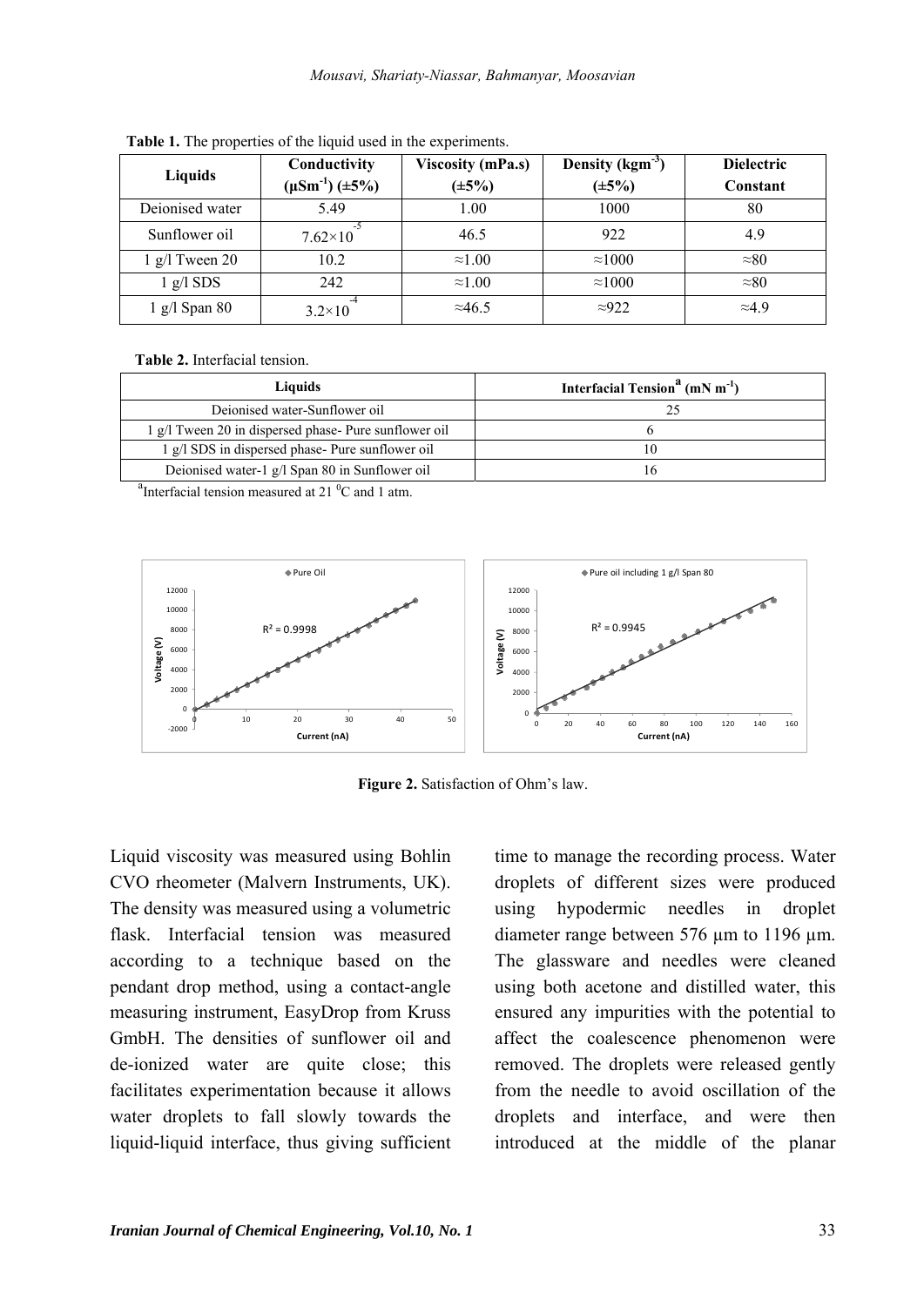**Table 1.** The properties of the liquid used in the experiments.

| Liquids | Conductivity ($\mu Sm^{-1}$) ($\pm 5\%$) | Viscosity (mPa.s) ($\pm 5\%$) | Density ($kgm^{-3}$) ($\pm 5\%$) | Dielectric Constant |
|---|---|---|---|---|
| Deionised water | 5.49 | 1.00 | 1000 | 80 |
| Sunflower oil | $7.62\times10^{-5}$ | 46.5 | 922 | 4.9 |
| 1 g/l Tween 20 | 10.2 | ≈1.00 | ≈1000 | ≈80 |
| 1 g/l SDS | 242 | ≈1.00 | ≈1000 | ≈80 |
| 1 g/l Span 80 | $3.2\times10^{-4}$ | ≈46.5 | ≈922 | ≈4.9 |

**Table 2.** Interfacial tension.

| Liquids | Interfacial Tension[a] ($mN\ m^{-1}$) |
|---|---|
| Deionised water-Sunflower oil | 25 |
| 1 g/l Tween 20 in dispersed phase- Pure sunflower oil | 6 |
| 1 g/l SDS in dispersed phase- Pure sunflower oil | 10 |
| Deionised water-1 g/l Span 80 in Sunflower oil | 16 |

[a]Interfacial tension measured at 21 $^0$C and 1 atm.

**Figure 2.** Satisfaction of Ohm's law.

Liquid viscosity was measured using Bohlin CVO rheometer (Malvern Instruments, UK). The density was measured using a volumetric flask. Interfacial tension was measured according to a technique based on the pendant drop method, using a contact-angle measuring instrument, EasyDrop from Kruss GmbH. The densities of sunflower oil and de-ionized water are quite close; this facilitates experimentation because it allows water droplets to fall slowly towards the liquid-liquid interface, thus giving sufficient time to manage the recording process. Water droplets of different sizes were produced using hypodermic needles in droplet diameter range between 576 µm to 1196 µm. The glassware and needles were cleaned using both acetone and distilled water, this ensured any impurities with the potential to affect the coalescence phenomenon were removed. The droplets were released gently from the needle to avoid oscillation of the droplets and interface, and were then introduced at the middle of the planar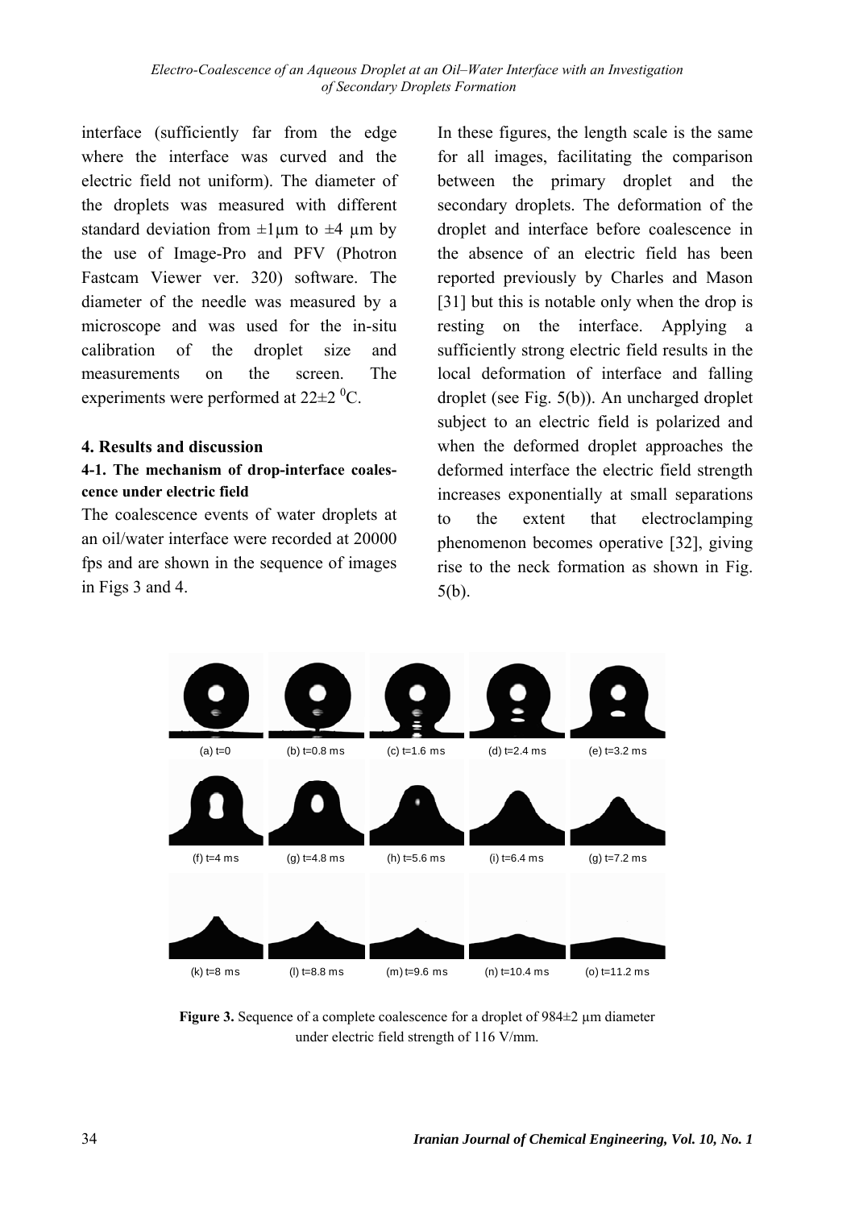interface (sufficiently far from the edge where the interface was curved and the electric field not uniform). The diameter of the droplets was measured with different standard deviation from ±1μm to ±4 μm by the use of Image-Pro and PFV (Photron Fastcam Viewer ver. 320) software. The diameter of the needle was measured by a microscope and was used for the in-situ calibration of the droplet size and measurements on the screen. The experiments were performed at 22±2 $^0$C.

## 4. Results and discussion

### 4-1. The mechanism of drop-interface coalescence under electric field

The coalescence events of water droplets at an oil/water interface were recorded at 20000 fps and are shown in the sequence of images in Figs 3 and 4.

In these figures, the length scale is the same for all images, facilitating the comparison between the primary droplet and the secondary droplets. The deformation of the droplet and interface before coalescence in the absence of an electric field has been reported previously by Charles and Mason [31] but this is notable only when the drop is resting on the interface. Applying a sufficiently strong electric field results in the local deformation of interface and falling droplet (see Fig. 5(b)). An uncharged droplet subject to an electric field is polarized and when the deformed droplet approaches the deformed interface the electric field strength increases exponentially at small separations to the extent that electroclamping phenomenon becomes operative [32], giving rise to the neck formation as shown in Fig. 5(b).

(a) t=0 (b) t=0.8 ms (c) t=1.6 ms (d) t=2.4 ms (e) t=3.2 ms

(f) t=4 ms (g) t=4.8 ms (h) t=5.6 ms (i) t=6.4 ms (g) t=7.2 ms

(k) t=8 ms (l) t=8.8 ms (m) t=9.6 ms (n) t=10.4 ms (o) t=11.2 ms

**Figure 3.** Sequence of a complete coalescence for a droplet of 984±2 μm diameter under electric field strength of 116 V/mm.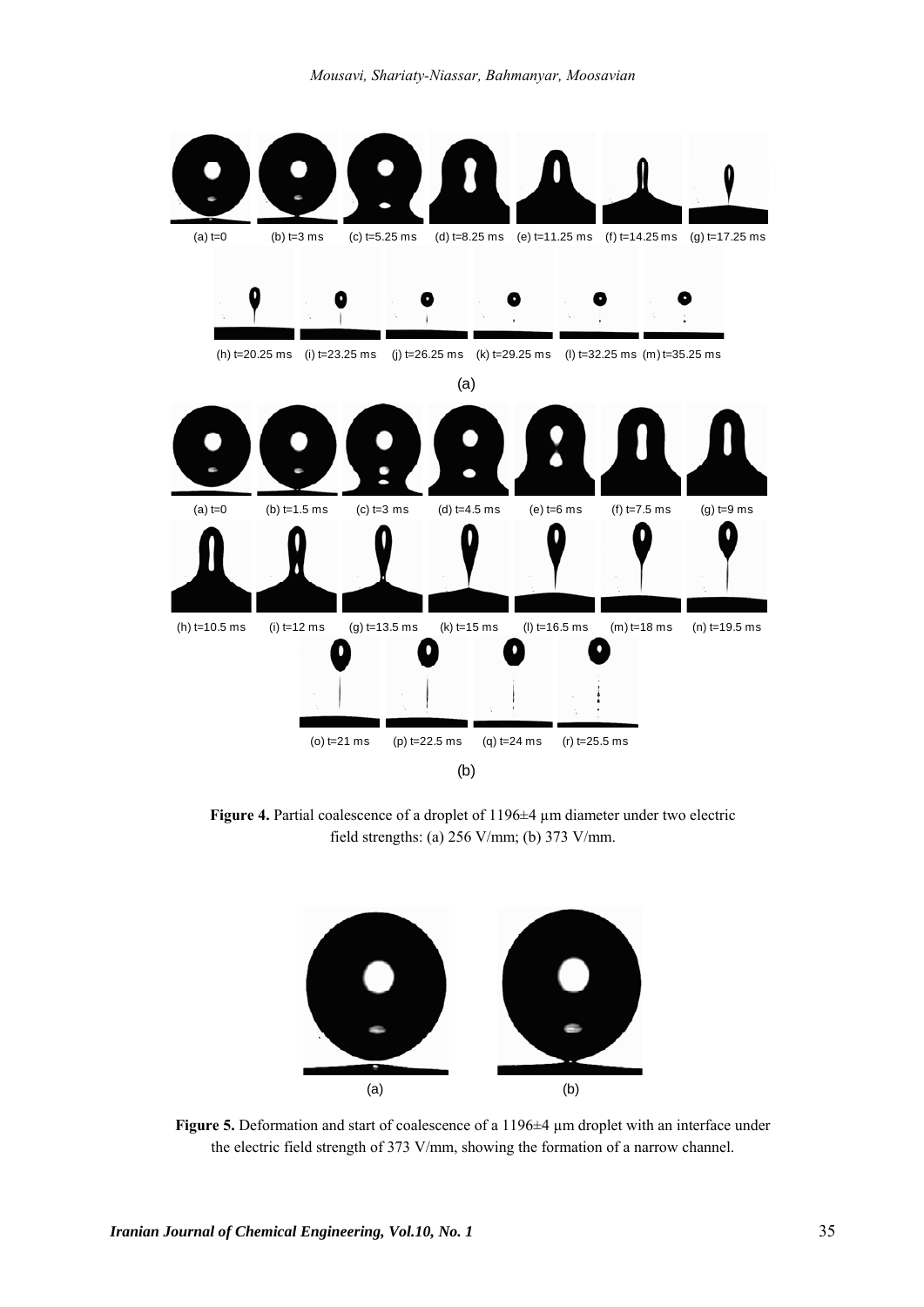**Figure 4.** Partial coalescence of a droplet of 1196±4 µm diameter under two electric field strengths: (a) 256 V/mm; (b) 373 V/mm.

**Figure 5.** Deformation and start of coalescence of a 1196±4 µm droplet with an interface under the electric field strength of 373 V/mm, showing the formation of a narrow channel.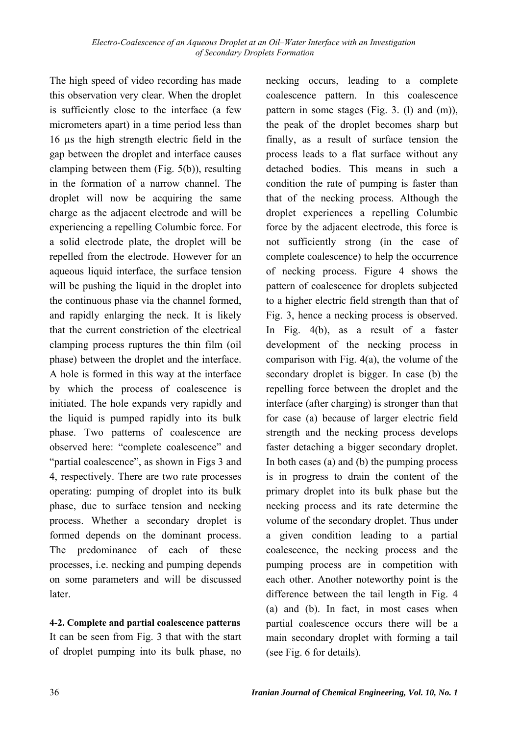The high speed of video recording has made this observation very clear. When the droplet is sufficiently close to the interface (a few micrometers apart) in a time period less than 16 μs the high strength electric field in the gap between the droplet and interface causes clamping between them (Fig. 5(b)), resulting in the formation of a narrow channel. The droplet will now be acquiring the same charge as the adjacent electrode and will be experiencing a repelling Columbic force. For a solid electrode plate, the droplet will be repelled from the electrode. However for an aqueous liquid interface, the surface tension will be pushing the liquid in the droplet into the continuous phase via the channel formed, and rapidly enlarging the neck. It is likely that the current constriction of the electrical clamping process ruptures the thin film (oil phase) between the droplet and the interface. A hole is formed in this way at the interface by which the process of coalescence is initiated. The hole expands very rapidly and the liquid is pumped rapidly into its bulk phase. Two patterns of coalescence are observed here: "complete coalescence" and "partial coalescence", as shown in Figs 3 and 4, respectively. There are two rate processes operating: pumping of droplet into its bulk phase, due to surface tension and necking process. Whether a secondary droplet is formed depends on the dominant process. The predominance of each of these processes, i.e. necking and pumping depends on some parameters and will be discussed later.

**4-2. Complete and partial coalescence patterns**

It can be seen from Fig. 3 that with the start of droplet pumping into its bulk phase, no necking occurs, leading to a complete coalescence pattern. In this coalescence pattern in some stages (Fig. 3. (l) and (m)), the peak of the droplet becomes sharp but finally, as a result of surface tension the process leads to a flat surface without any detached bodies. This means in such a condition the rate of pumping is faster than that of the necking process. Although the droplet experiences a repelling Columbic force by the adjacent electrode, this force is not sufficiently strong (in the case of complete coalescence) to help the occurrence of necking process. Figure 4 shows the pattern of coalescence for droplets subjected to a higher electric field strength than that of Fig. 3, hence a necking process is observed. In Fig. 4(b), as a result of a faster development of the necking process in comparison with Fig. 4(a), the volume of the secondary droplet is bigger. In case (b) the repelling force between the droplet and the interface (after charging) is stronger than that for case (a) because of larger electric field strength and the necking process develops faster detaching a bigger secondary droplet. In both cases (a) and (b) the pumping process is in progress to drain the content of the primary droplet into its bulk phase but the necking process and its rate determine the volume of the secondary droplet. Thus under a given condition leading to a partial coalescence, the necking process and the pumping process are in competition with each other. Another noteworthy point is the difference between the tail length in Fig. 4 (a) and (b). In fact, in most cases when partial coalescence occurs there will be a main secondary droplet with forming a tail (see Fig. 6 for details).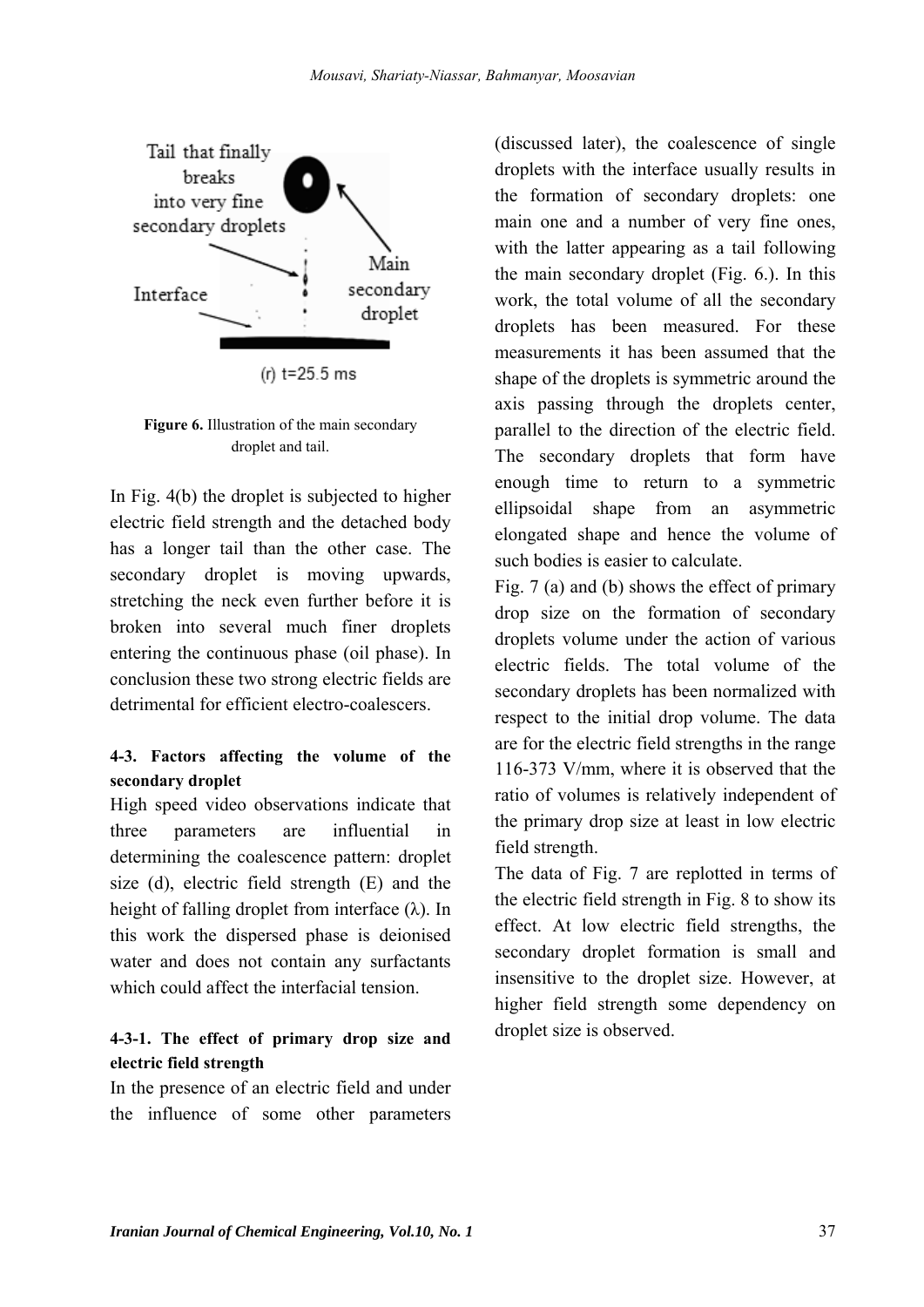Figure 6. Illustration of the main secondary droplet and tail.

In Fig. 4(b) the droplet is subjected to higher electric field strength and the detached body has a longer tail than the other case. The secondary droplet is moving upwards, stretching the neck even further before it is broken into several much finer droplets entering the continuous phase (oil phase). In conclusion these two strong electric fields are detrimental for efficient electro-coalescers.

### 4-3. Factors affecting the volume of the secondary droplet

High speed video observations indicate that three parameters are influential in determining the coalescence pattern: droplet size (d), electric field strength (E) and the height of falling droplet from interface ($\lambda$). In this work the dispersed phase is deionised water and does not contain any surfactants which could affect the interfacial tension.

#### 4-3-1. The effect of primary drop size and electric field strength

In the presence of an electric field and under the influence of some other parameters (discussed later), the coalescence of single droplets with the interface usually results in the formation of secondary droplets: one main one and a number of very fine ones, with the latter appearing as a tail following the main secondary droplet (Fig. 6.). In this work, the total volume of all the secondary droplets has been measured. For these measurements it has been assumed that the shape of the droplets is symmetric around the axis passing through the droplets center, parallel to the direction of the electric field. The secondary droplets that form have enough time to return to a symmetric ellipsoidal shape from an asymmetric elongated shape and hence the volume of such bodies is easier to calculate.

Fig. 7 (a) and (b) shows the effect of primary drop size on the formation of secondary droplets volume under the action of various electric fields. The total volume of the secondary droplets has been normalized with respect to the initial drop volume. The data are for the electric field strengths in the range 116-373 V/mm, where it is observed that the ratio of volumes is relatively independent of the primary drop size at least in low electric field strength.

The data of Fig. 7 are replotted in terms of the electric field strength in Fig. 8 to show its effect. At low electric field strengths, the secondary droplet formation is small and insensitive to the droplet size. However, at higher field strength some dependency on droplet size is observed.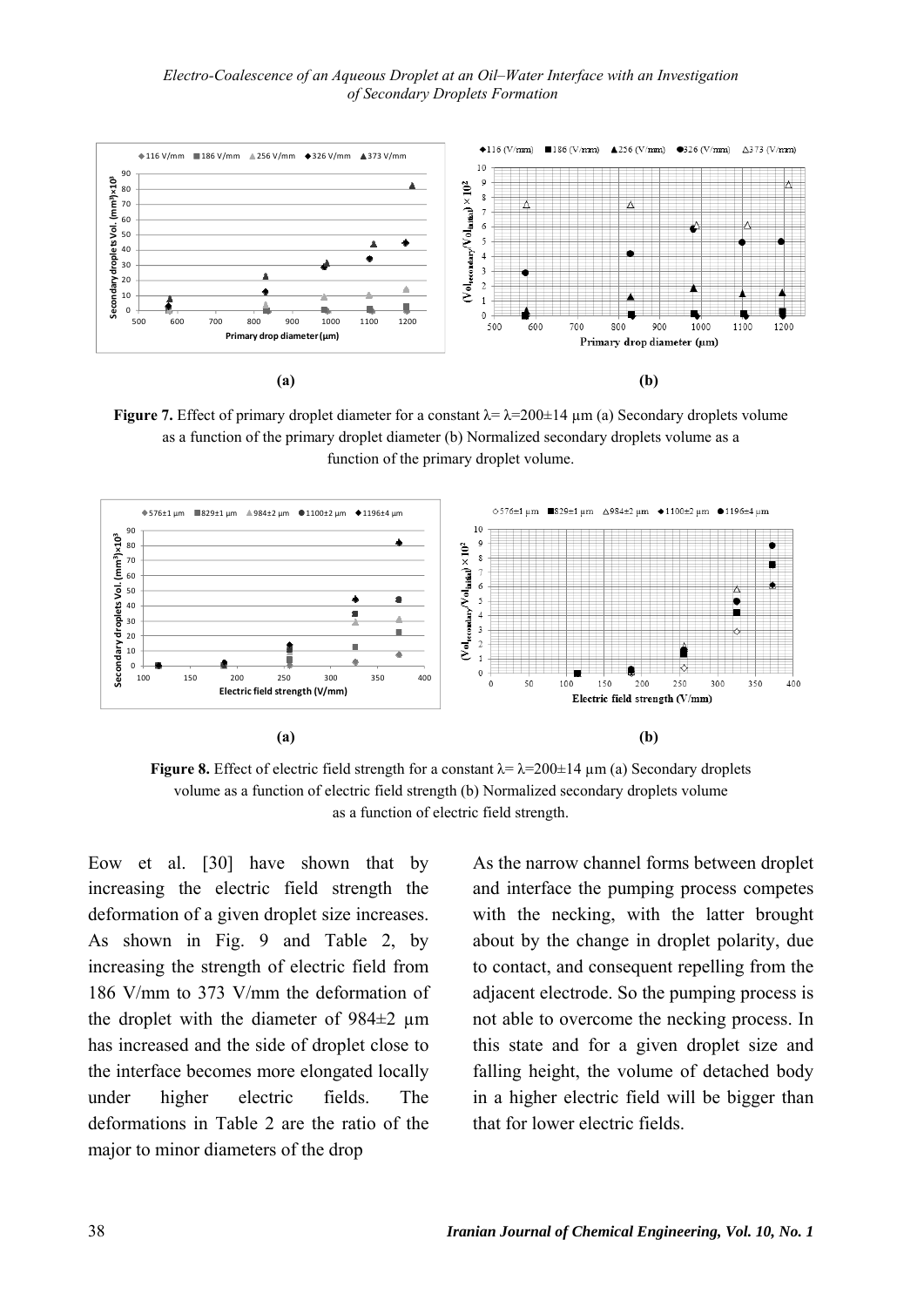**Figure 7.** Effect of primary droplet diameter for a constant λ= λ=200±14 µm (a) Secondary droplets volume as a function of the primary droplet diameter (b) Normalized secondary droplets volume as a function of the primary droplet volume.

**Figure 8.** Effect of electric field strength for a constant λ= λ=200±14 µm (a) Secondary droplets volume as a function of electric field strength (b) Normalized secondary droplets volume as a function of electric field strength.

Eow et al. [30] have shown that by increasing the electric field strength the deformation of a given droplet size increases. As shown in Fig. 9 and Table 2, by increasing the strength of electric field from 186 V/mm to 373 V/mm the deformation of the droplet with the diameter of 984±2 µm has increased and the side of droplet close to the interface becomes more elongated locally under higher electric fields. The deformations in Table 2 are the ratio of the major to minor diameters of the drop

As the narrow channel forms between droplet and interface the pumping process competes with the necking, with the latter brought about by the change in droplet polarity, due to contact, and consequent repelling from the adjacent electrode. So the pumping process is not able to overcome the necking process. In this state and for a given droplet size and falling height, the volume of detached body in a higher electric field will be bigger than that for lower electric fields.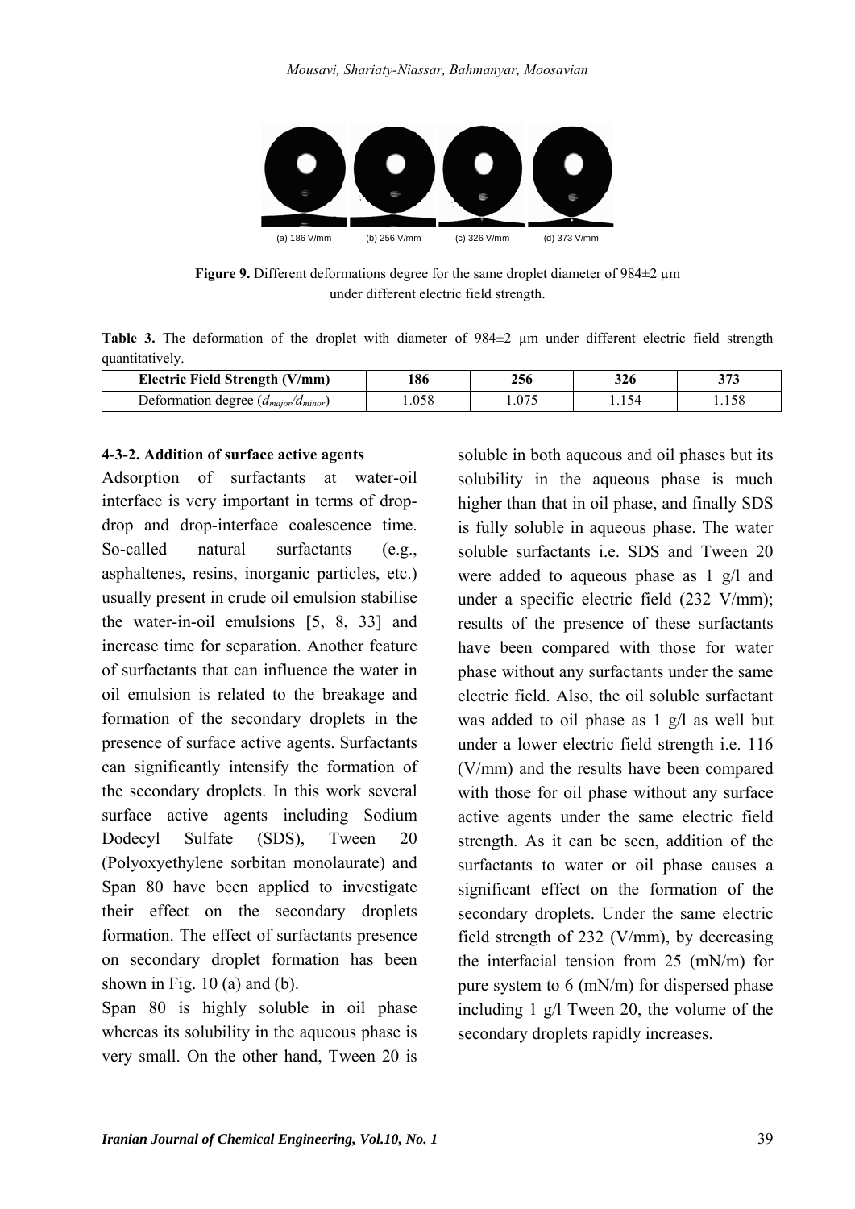(a) 186 V/mm (b) 256 V/mm (c) 326 V/mm (d) 373 V/mm

**Figure 9.** Different deformations degree for the same droplet diameter of 984±2 μm under different electric field strength.

**Table 3.** The deformation of the droplet with diameter of 984±2 μm under different electric field strength quantitatively.

| Electric Field Strength (V/mm) | 186 | 256 | 326 | 373 |
|---|---|---|---|---|
| Deformation degree ($d_{major}/d_{minor}$) | 1.058 | 1.075 | 1.154 | 1.158 |

#### 4-3-2. Addition of surface active agents

Adsorption of surfactants at water-oil interface is very important in terms of drop-drop and drop-interface coalescence time. So-called natural surfactants (e.g., asphaltenes, resins, inorganic particles, etc.) usually present in crude oil emulsion stabilise the water-in-oil emulsions [5, 8, 33] and increase time for separation. Another feature of surfactants that can influence the water in oil emulsion is related to the breakage and formation of the secondary droplets in the presence of surface active agents. Surfactants can significantly intensify the formation of the secondary droplets. In this work several surface active agents including Sodium Dodecyl Sulfate (SDS), Tween 20 (Polyoxyethylene sorbitan monolaurate) and Span 80 have been applied to investigate their effect on the secondary droplets formation. The effect of surfactants presence on secondary droplet formation has been shown in Fig. 10 (a) and (b).

Span 80 is highly soluble in oil phase whereas its solubility in the aqueous phase is very small. On the other hand, Tween 20 is soluble in both aqueous and oil phases but its solubility in the aqueous phase is much higher than that in oil phase, and finally SDS is fully soluble in aqueous phase. The water soluble surfactants i.e. SDS and Tween 20 were added to aqueous phase as 1 g/l and under a specific electric field (232 V/mm); results of the presence of these surfactants have been compared with those for water phase without any surfactants under the same electric field. Also, the oil soluble surfactant was added to oil phase as 1 g/l as well but under a lower electric field strength i.e. 116 (V/mm) and the results have been compared with those for oil phase without any surface active agents under the same electric field strength. As it can be seen, addition of the surfactants to water or oil phase causes a significant effect on the formation of the secondary droplets. Under the same electric field strength of 232 (V/mm), by decreasing the interfacial tension from 25 (mN/m) for pure system to 6 (mN/m) for dispersed phase including 1 g/l Tween 20, the volume of the secondary droplets rapidly increases.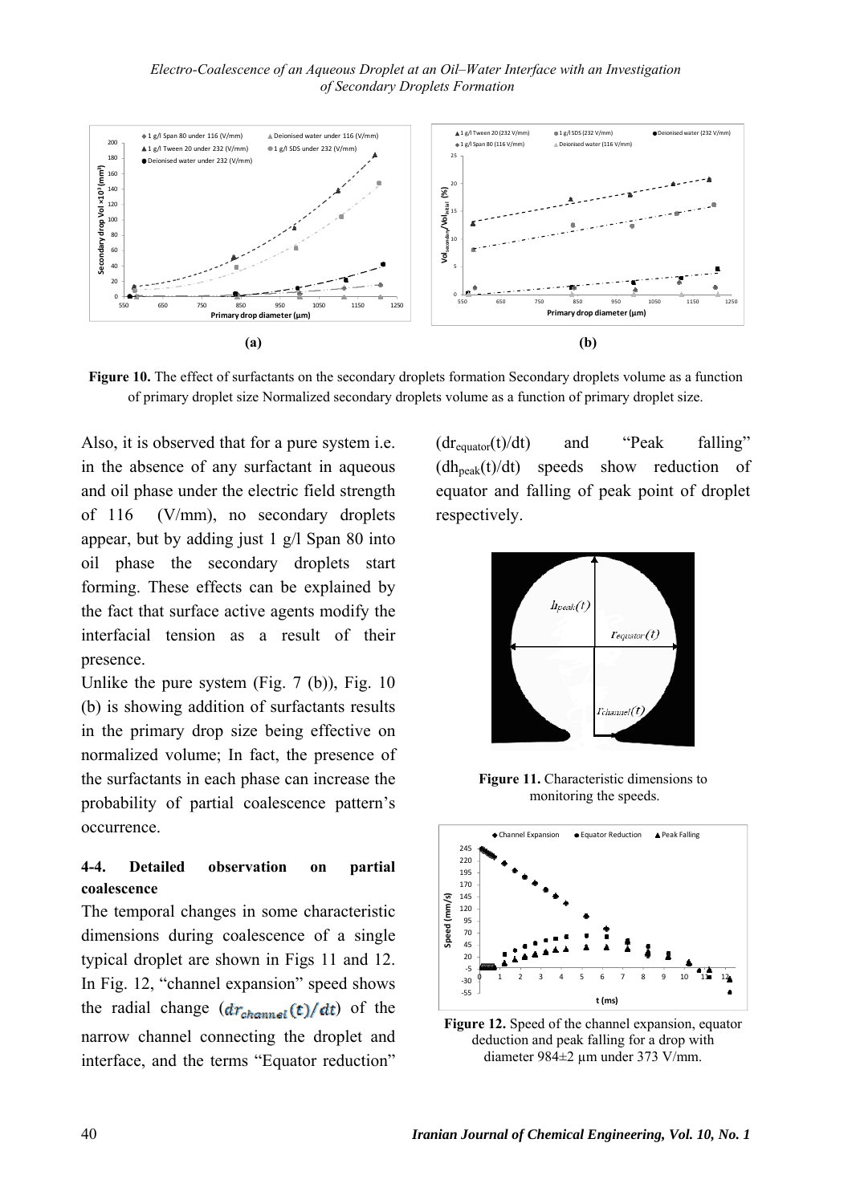**(a)** **(b)**

**Figure 10.** The effect of surfactants on the secondary droplets formation Secondary droplets volume as a function of primary droplet size Normalized secondary droplets volume as a function of primary droplet size.

Also, it is observed that for a pure system i.e. in the absence of any surfactant in aqueous and oil phase under the electric field strength of 116 (V/mm), no secondary droplets appear, but by adding just 1 g/l Span 80 into oil phase the secondary droplets start forming. These effects can be explained by the fact that surface active agents modify the interfacial tension as a result of their presence.

Unlike the pure system (Fig. 7 (b)), Fig. 10 (b) is showing addition of surfactants results in the primary drop size being effective on normalized volume; In fact, the presence of the surfactants in each phase can increase the probability of partial coalescence pattern's occurrence.

### 4-4. Detailed observation on partial coalescence

The temporal changes in some characteristic dimensions during coalescence of a single typical droplet are shown in Figs 11 and 12. In Fig. 12, "channel expansion" speed shows the radial change ($dr_{channel}(t)/dt$) of the narrow channel connecting the droplet and interface, and the terms "Equator reduction" ($dr_{equator}(t)/dt$) and "Peak falling" ($dh_{peak}(t)/dt$) speeds show reduction of equator and falling of peak point of droplet respectively.

**Figure 11.** Characteristic dimensions to monitoring the speeds.

**Figure 12.** Speed of the channel expansion, equator deduction and peak falling for a drop with diameter 984±2 μm under 373 V/mm.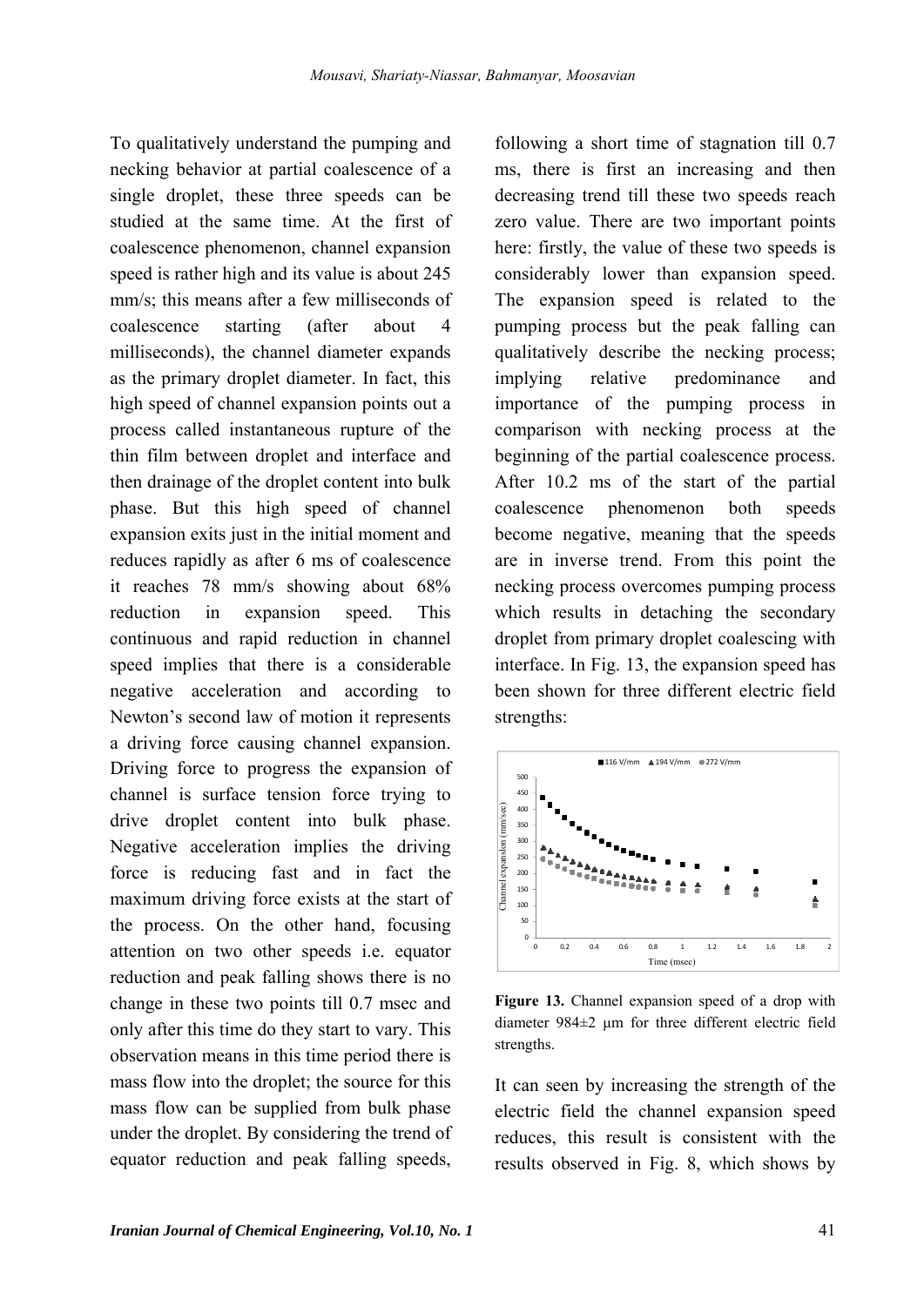To qualitatively understand the pumping and necking behavior at partial coalescence of a single droplet, these three speeds can be studied at the same time. At the first of coalescence phenomenon, channel expansion speed is rather high and its value is about 245 mm/s; this means after a few milliseconds of coalescence starting (after about 4 milliseconds), the channel diameter expands as the primary droplet diameter. In fact, this high speed of channel expansion points out a process called instantaneous rupture of the thin film between droplet and interface and then drainage of the droplet content into bulk phase. But this high speed of channel expansion exits just in the initial moment and reduces rapidly as after 6 ms of coalescence it reaches 78 mm/s showing about 68% reduction in expansion speed. This continuous and rapid reduction in channel speed implies that there is a considerable negative acceleration and according to Newton's second law of motion it represents a driving force causing channel expansion. Driving force to progress the expansion of channel is surface tension force trying to drive droplet content into bulk phase. Negative acceleration implies the driving force is reducing fast and in fact the maximum driving force exists at the start of the process. On the other hand, focusing attention on two other speeds i.e. equator reduction and peak falling shows there is no change in these two points till 0.7 msec and only after this time do they start to vary. This observation means in this time period there is mass flow into the droplet; the source for this mass flow can be supplied from bulk phase under the droplet. By considering the trend of equator reduction and peak falling speeds, following a short time of stagnation till 0.7 ms, there is first an increasing and then decreasing trend till these two speeds reach zero value. There are two important points here: firstly, the value of these two speeds is considerably lower than expansion speed. The expansion speed is related to the pumping process but the peak falling can qualitatively describe the necking process; implying relative predominance and importance of the pumping process in comparison with necking process at the beginning of the partial coalescence process. After 10.2 ms of the start of the partial coalescence phenomenon both speeds become negative, meaning that the speeds are in inverse trend. From this point the necking process overcomes pumping process which results in detaching the secondary droplet from primary droplet coalescing with interface. In Fig. 13, the expansion speed has been shown for three different electric field strengths:

**Figure 13.** Channel expansion speed of a drop with diameter 984±2 μm for three different electric field strengths.

It can seen by increasing the strength of the electric field the channel expansion speed reduces, this result is consistent with the results observed in Fig. 8, which shows by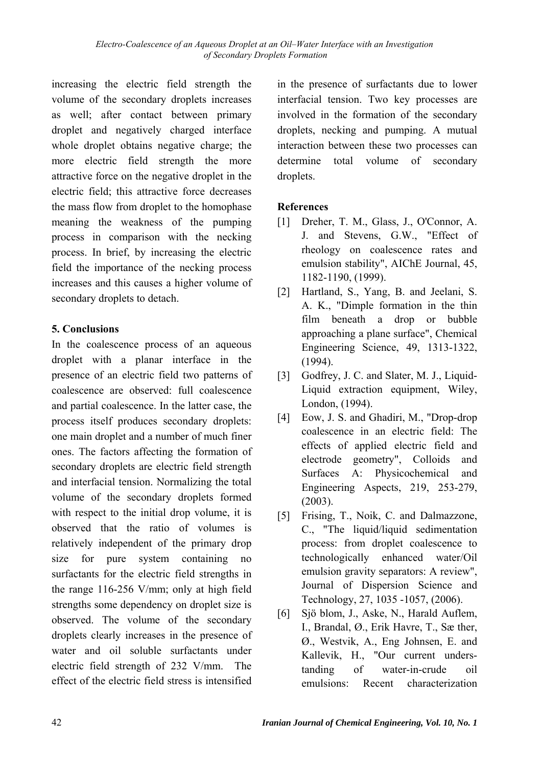increasing the electric field strength the volume of the secondary droplets increases as well; after contact between primary droplet and negatively charged interface whole droplet obtains negative charge; the more electric field strength the more attractive force on the negative droplet in the electric field; this attractive force decreases the mass flow from droplet to the homophase meaning the weakness of the pumping process in comparison with the necking process. In brief, by increasing the electric field the importance of the necking process increases and this causes a higher volume of secondary droplets to detach.

## 5. Conclusions

In the coalescence process of an aqueous droplet with a planar interface in the presence of an electric field two patterns of coalescence are observed: full coalescence and partial coalescence. In the latter case, the process itself produces secondary droplets: one main droplet and a number of much finer ones. The factors affecting the formation of secondary droplets are electric field strength and interfacial tension. Normalizing the total volume of the secondary droplets formed with respect to the initial drop volume, it is observed that the ratio of volumes is relatively independent of the primary drop size for pure system containing no surfactants for the electric field strengths in the range 116-256 V/mm; only at high field strengths some dependency on droplet size is observed. The volume of the secondary droplets clearly increases in the presence of water and oil soluble surfactants under electric field strength of 232 V/mm. The effect of the electric field stress is intensified in the presence of surfactants due to lower interfacial tension. Two key processes are involved in the formation of the secondary droplets, necking and pumping. A mutual interaction between these two processes can determine total volume of secondary droplets.

## References

[1] Dreher, T. M., Glass, J., O'Connor, A. J. and Stevens, G.W., "Effect of rheology on coalescence rates and emulsion stability", AIChE Journal, 45, 1182-1190, (1999).

[2] Hartland, S., Yang, B. and Jeelani, S. A. K., "Dimple formation in the thin film beneath a drop or bubble approaching a plane surface", Chemical Engineering Science, 49, 1313-1322, (1994).

[3] Godfrey, J. C. and Slater, M. J., Liquid-Liquid extraction equipment, Wiley, London, (1994).

[4] Eow, J. S. and Ghadiri, M., "Drop-drop coalescence in an electric field: The effects of applied electric field and electrode geometry", Colloids and Surfaces A: Physicochemical and Engineering Aspects, 219, 253-279, (2003).

[5] Frising, T., Noik, C. and Dalmazzone, C., "The liquid/liquid sedimentation process: from droplet coalescence to technologically enhanced water/Oil emulsion gravity separators: A review", Journal of Dispersion Science and Technology, 27, 1035 -1057, (2006).

[6] Sjö blom, J., Aske, N., Harald Auflem, I., Brandal, Ø., Erik Havre, T., Sæ ther, Ø., Westvik, A., Eng Johnsen, E. and Kallevik, H., "Our current understanding of water-in-crude oil emulsions: Recent characterization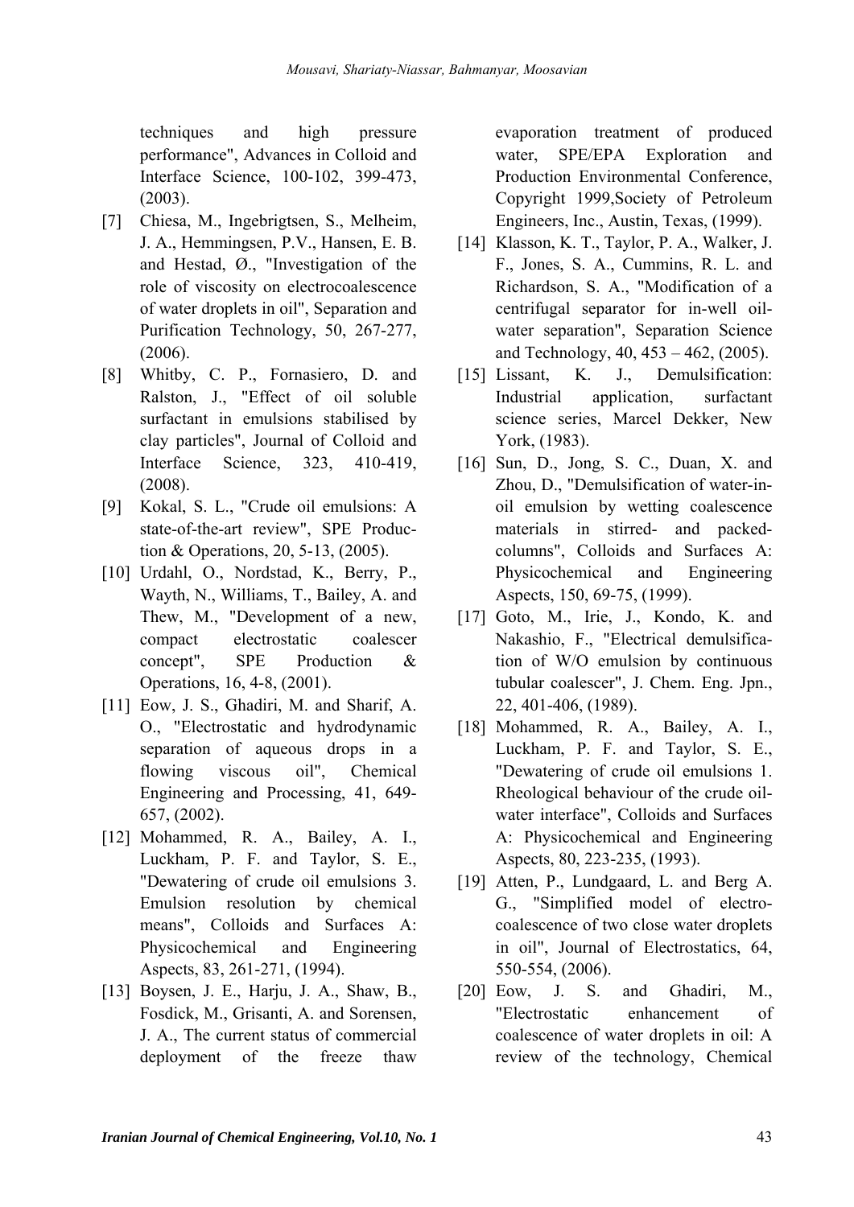techniques and high pressure performance", Advances in Colloid and Interface Science, 100-102, 399-473, (2003).

[7] Chiesa, M., Ingebrigtsen, S., Melheim, J. A., Hemmingsen, P.V., Hansen, E. B. and Hestad, Ø., "Investigation of the role of viscosity on electrocoalescence of water droplets in oil", Separation and Purification Technology, 50, 267-277, (2006).

[8] Whitby, C. P., Fornasiero, D. and Ralston, J., "Effect of oil soluble surfactant in emulsions stabilised by clay particles", Journal of Colloid and Interface Science, 323, 410-419, (2008).

[9] Kokal, S. L., "Crude oil emulsions: A state-of-the-art review", SPE Production & Operations, 20, 5-13, (2005).

[10] Urdahl, O., Nordstad, K., Berry, P., Wayth, N., Williams, T., Bailey, A. and Thew, M., "Development of a new, compact electrostatic coalescer concept", SPE Production & Operations, 16, 4-8, (2001).

[11] Eow, J. S., Ghadiri, M. and Sharif, A. O., "Electrostatic and hydrodynamic separation of aqueous drops in a flowing viscous oil", Chemical Engineering and Processing, 41, 649-657, (2002).

[12] Mohammed, R. A., Bailey, A. I., Luckham, P. F. and Taylor, S. E., "Dewatering of crude oil emulsions 3. Emulsion resolution by chemical means", Colloids and Surfaces A: Physicochemical and Engineering Aspects, 83, 261-271, (1994).

[13] Boysen, J. E., Harju, J. A., Shaw, B., Fosdick, M., Grisanti, A. and Sorensen, J. A., The current status of commercial deployment of the freeze thaw evaporation treatment of produced water, SPE/EPA Exploration and Production Environmental Conference, Copyright 1999,Society of Petroleum Engineers, Inc., Austin, Texas, (1999).

[14] Klasson, K. T., Taylor, P. A., Walker, J. F., Jones, S. A., Cummins, R. L. and Richardson, S. A., "Modification of a centrifugal separator for in-well oil-water separation", Separation Science and Technology, 40, 453 – 462, (2005).

[15] Lissant, K. J., Demulsification: Industrial application, surfactant science series, Marcel Dekker, New York, (1983).

[16] Sun, D., Jong, S. C., Duan, X. and Zhou, D., "Demulsification of water-in-oil emulsion by wetting coalescence materials in stirred- and packed-columns", Colloids and Surfaces A: Physicochemical and Engineering Aspects, 150, 69-75, (1999).

[17] Goto, M., Irie, J., Kondo, K. and Nakashio, F., "Electrical demulsification of W/O emulsion by continuous tubular coalescer", J. Chem. Eng. Jpn., 22, 401-406, (1989).

[18] Mohammed, R. A., Bailey, A. I., Luckham, P. F. and Taylor, S. E., "Dewatering of crude oil emulsions 1. Rheological behaviour of the crude oil-water interface", Colloids and Surfaces A: Physicochemical and Engineering Aspects, 80, 223-235, (1993).

[19] Atten, P., Lundgaard, L. and Berg A. G., "Simplified model of electrocoalescence of two close water droplets in oil", Journal of Electrostatics, 64, 550-554, (2006).

[20] Eow, J. S. and Ghadiri, M., "Electrostatic enhancement of coalescence of water droplets in oil: A review of the technology, Chemical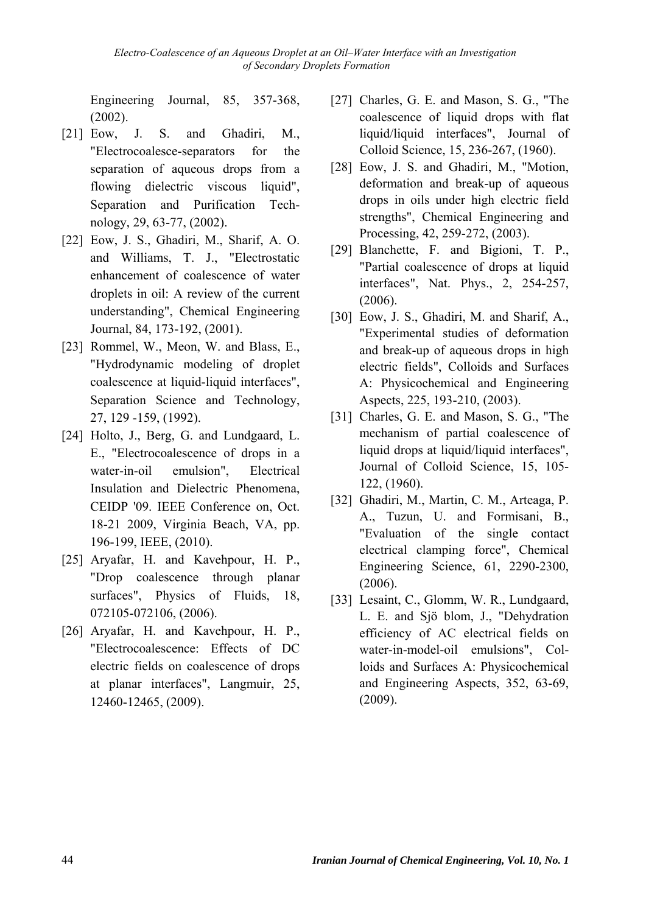Engineering Journal, 85, 357-368, (2002).

[21] Eow, J. S. and Ghadiri, M., "Electrocoalesce-separators for the separation of aqueous drops from a flowing dielectric viscous liquid", Separation and Purification Technology, 29, 63-77, (2002).

[22] Eow, J. S., Ghadiri, M., Sharif, A. O. and Williams, T. J., "Electrostatic enhancement of coalescence of water droplets in oil: A review of the current understanding", Chemical Engineering Journal, 84, 173-192, (2001).

[23] Rommel, W., Meon, W. and Blass, E., "Hydrodynamic modeling of droplet coalescence at liquid-liquid interfaces", Separation Science and Technology, 27, 129 -159, (1992).

[24] Holto, J., Berg, G. and Lundgaard, L. E., "Electrocoalescence of drops in a water-in-oil emulsion", Electrical Insulation and Dielectric Phenomena, CEIDP '09. IEEE Conference on, Oct. 18-21 2009, Virginia Beach, VA, pp. 196-199, IEEE, (2010).

[25] Aryafar, H. and Kavehpour, H. P., "Drop coalescence through planar surfaces", Physics of Fluids, 18, 072105-072106, (2006).

[26] Aryafar, H. and Kavehpour, H. P., "Electrocoalescence: Effects of DC electric fields on coalescence of drops at planar interfaces", Langmuir, 25, 12460-12465, (2009).

[27] Charles, G. E. and Mason, S. G., "The coalescence of liquid drops with flat liquid/liquid interfaces", Journal of Colloid Science, 15, 236-267, (1960).

[28] Eow, J. S. and Ghadiri, M., "Motion, deformation and break-up of aqueous drops in oils under high electric field strengths", Chemical Engineering and Processing, 42, 259-272, (2003).

[29] Blanchette, F. and Bigioni, T. P., "Partial coalescence of drops at liquid interfaces", Nat. Phys., 2, 254-257, (2006).

[30] Eow, J. S., Ghadiri, M. and Sharif, A., "Experimental studies of deformation and break-up of aqueous drops in high electric fields", Colloids and Surfaces A: Physicochemical and Engineering Aspects, 225, 193-210, (2003).

[31] Charles, G. E. and Mason, S. G., "The mechanism of partial coalescence of liquid drops at liquid/liquid interfaces", Journal of Colloid Science, 15, 105-122, (1960).

[32] Ghadiri, M., Martin, C. M., Arteaga, P. A., Tuzun, U. and Formisani, B., "Evaluation of the single contact electrical clamping force", Chemical Engineering Science, 61, 2290-2300, (2006).

[33] Lesaint, C., Glomm, W. R., Lundgaard, L. E. and Sjö blom, J., "Dehydration efficiency of AC electrical fields on water-in-model-oil emulsions", Colloids and Surfaces A: Physicochemical and Engineering Aspects, 352, 63-69, (2009).